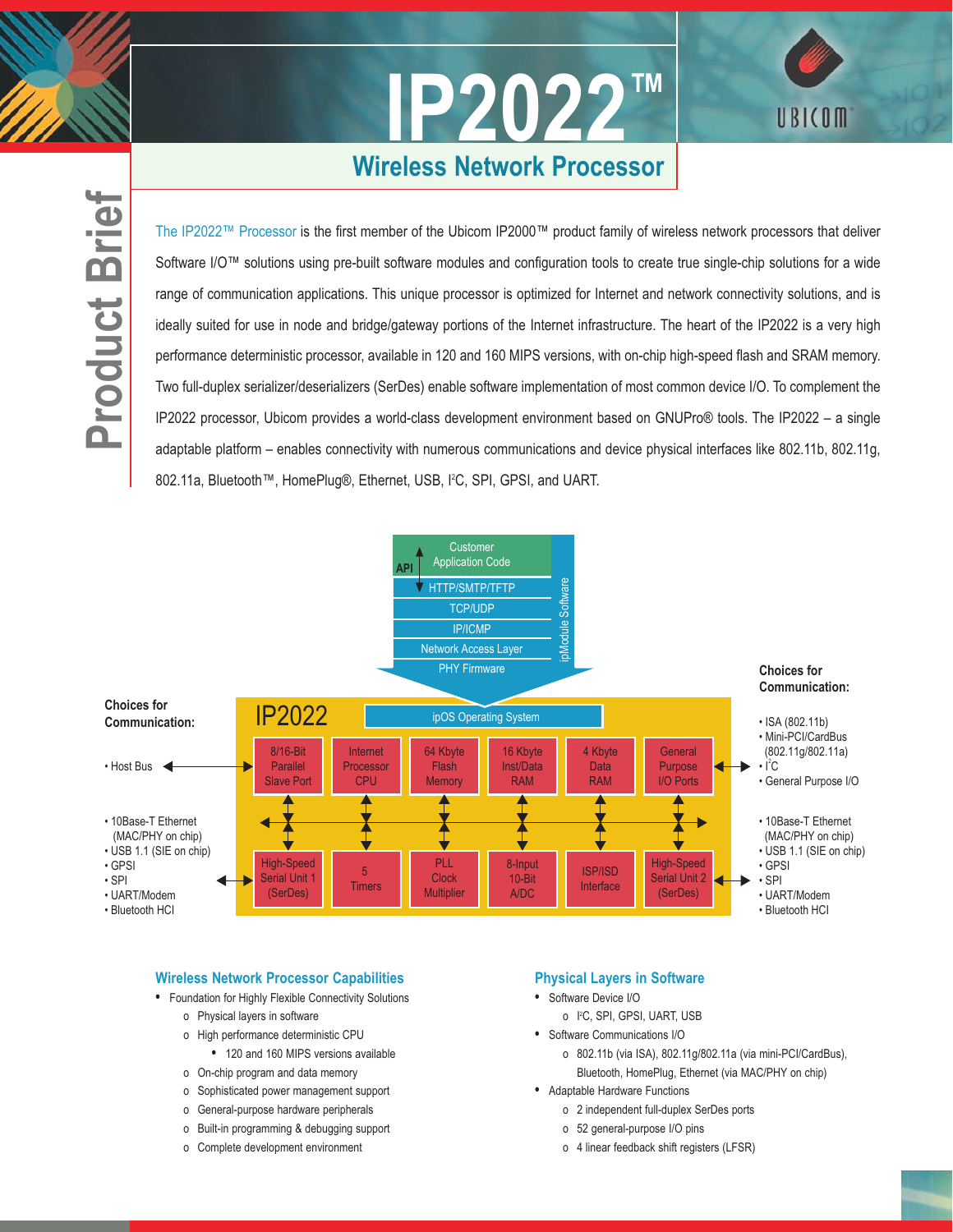# IP2022™

## Wireless Network Processor

Product Brief

The IP2022™ Processor is the first member of the Ubicom IP2000™ product family of wireless network processors that deliver Software I/O™ solutions using pre-built software modules and configuration tools to create true single-chip solutions for a wide range of communication applications. This unique processor is optimized for Internet and network connectivity solutions, and is ideally suited for use in node and bridge/gateway portions of the Internet infrastructure. The heart of the IP2022 is a very high performance deterministic processor, available in 120 and 160 MIPS versions, with on-chip high-speed flash and SRAM memory. Two full-duplex serializer/deserializers (SerDes) enable software implementation of most common device I/O. To complement the IP2022 processor, Ubicom provides a world-class development environment based on GNUPro® tools. The IP2022 – a single adaptable platform – enables connectivity with numerous communications and device physical interfaces like 802.11b, 802.11g, 802.11a, Bluetooth™, HomePlug®, Ethernet, USB, I²C, SPI, GPSI, and UART.

Customer Application Code
API
HTTP/SMTP/TFTP
TCP/UDP
IP/ICMP
Network Access Layer
PHY Firmware
ipModule Software

IP2022
ipOS Operating System
8/16-Bit Parallel Slave Port
Internet Processor CPU
64 Kbyte Flash Memory
16 Kbyte Inst/Data RAM
4 Kbyte Data RAM
General Purpose I/O Ports
High-Speed Serial Unit 1 (SerDes)
5 Timers
PLL Clock Multiplier
8-Input 10-Bit A/DC
ISP/ISD Interface
High-Speed Serial Unit 2 (SerDes)

Choices for Communication:
- Host Bus
- 10Base-T Ethernet (MAC/PHY on chip)
- USB 1.1 (SIE on chip)
- GPSI
- SPI
- UART/Modem
- Bluetooth HCI

Choices for Communication:
- ISA (802.11b)
- Mini-PCI/CardBus (802.11g/802.11a)
- I²C
- General Purpose I/O
- 10Base-T Ethernet (MAC/PHY on chip)
- USB 1.1 (SIE on chip)
- GPSI
- SPI
- UART/Modem
- Bluetooth HCI

### Wireless Network Processor Capabilities

- Foundation for Highly Flexible Connectivity Solutions
  - Physical layers in software
  - High performance deterministic CPU
    - 120 and 160 MIPS versions available
  - On-chip program and data memory
  - Sophisticated power management support
  - General-purpose hardware peripherals
  - Built-in programming & debugging support
  - Complete development environment

### Physical Layers in Software

- Software Device I/O
  - I²C, SPI, GPSI, UART, USB
- Software Communications I/O
  - 802.11b (via ISA), 802.11g/802.11a (via mini-PCI/CardBus), Bluetooth, HomePlug, Ethernet (via MAC/PHY on chip)
- Adaptable Hardware Functions
  - 2 independent full-duplex SerDes ports
  - 52 general-purpose I/O pins
  - 4 linear feedback shift registers (LFSR)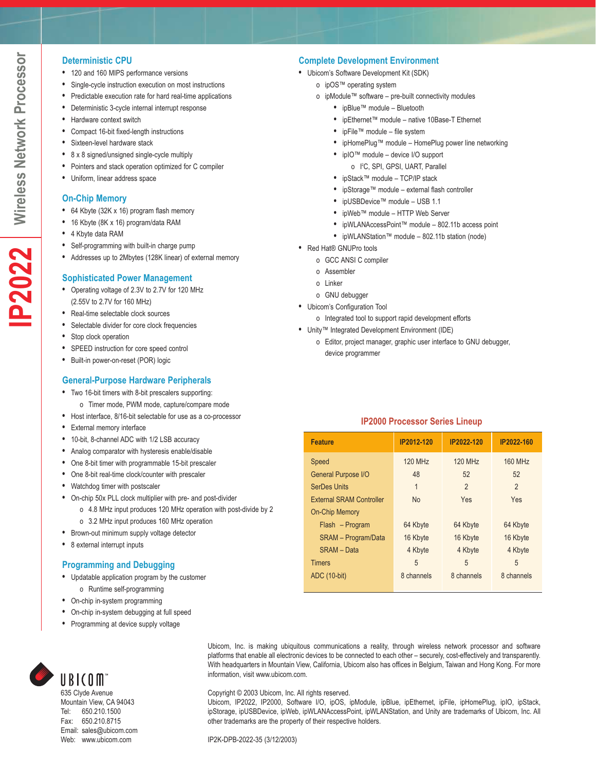## Deterministic CPU

- 120 and 160 MIPS performance versions
- Single-cycle instruction execution on most instructions
- Predictable execution rate for hard real-time applications
- Deterministic 3-cycle internal interrupt response
- Hardware context switch
- Compact 16-bit fixed-length instructions
- Sixteen-level hardware stack
- 8 x 8 signed/unsigned single-cycle multiply
- Pointers and stack operation optimized for C compiler
- Uniform, linear address space

## On-Chip Memory

- 64 Kbyte (32K x 16) program flash memory
- 16 Kbyte (8K x 16) program/data RAM
- 4 Kbyte data RAM
- Self-programming with built-in charge pump
- Addresses up to 2Mbytes (128K linear) of external memory

## Sophisticated Power Management

- Operating voltage of 2.3V to 2.7V for 120 MHz (2.55V to 2.7V for 160 MHz)
- Real-time selectable clock sources
- Selectable divider for core clock frequencies
- Stop clock operation
- SPEED instruction for core speed control
- Built-in power-on-reset (POR) logic

## General-Purpose Hardware Peripherals

- Two 16-bit timers with 8-bit prescalers supporting:
  - Timer mode, PWM mode, capture/compare mode
- Host interface, 8/16-bit selectable for use as a co-processor
- External memory interface
- 10-bit, 8-channel ADC with 1/2 LSB accuracy
- Analog comparator with hysteresis enable/disable
- One 8-bit timer with programmable 15-bit prescaler
- One 8-bit real-time clock/counter with prescaler
- Watchdog timer with postscaler
- On-chip 50x PLL clock multiplier with pre- and post-divider
  - 4.8 MHz input produces 120 MHz operation with post-divide by 2
  - 3.2 MHz input produces 160 MHz operation
- Brown-out minimum supply voltage detector
- 8 external interrupt inputs

## Programming and Debugging

- Updatable application program by the customer
  - Runtime self-programming
- On-chip in-system programming
- On-chip in-system debugging at full speed
- Programming at device supply voltage

## Complete Development Environment

- Ubicom's Software Development Kit (SDK)
  - ipOS™ operating system
  - ipModule™ software – pre-built connectivity modules
    - ipBlue™ module – Bluetooth
    - ipEthernet™ module – native 10Base-T Ethernet
    - ipFile™ module – file system
    - ipHomePlug™ module – HomePlug power line networking
    - ipIO™ module – device I/O support
      - I²C, SPI, GPSI, UART, Parallel
    - ipStack™ module – TCP/IP stack
    - ipStorage™ module – external flash controller
    - ipUSBDevice™ module – USB 1.1
    - ipWeb™ module – HTTP Web Server
    - ipWLANAccessPoint™ module – 802.11b access point
    - ipWLANStation™ module – 802.11b station (node)
- Red Hat® GNUPro tools
  - GCC ANSI C compiler
  - Assembler
  - Linker
  - GNU debugger
- Ubicom's Configuration Tool
  - Integrated tool to support rapid development efforts
- Unity™ Integrated Development Environment (IDE)
  - Editor, project manager, graphic user interface to GNU debugger, device programmer

### IP2000 Processor Series Lineup

| Feature | IP2012-120 | IP2022-120 | IP2022-160 |
|---|---|---|---|
| Speed | 120 MHz | 120 MHz | 160 MHz |
| General Purpose I/O | 48 | 52 | 52 |
| SerDes Units | 1 | 2 | 2 |
| External SRAM Controller | No | Yes | Yes |
| On-Chip Memory | | | |
| Flash – Program | 64 Kbyte | 64 Kbyte | 64 Kbyte |
| SRAM – Program/Data | 16 Kbyte | 16 Kbyte | 16 Kbyte |
| SRAM – Data | 4 Kbyte | 4 Kbyte | 4 Kbyte |
| Timers | 5 | 5 | 5 |
| ADC (10-bit) | 8 channels | 8 channels | 8 channels |

UBICOM™
635 Clyde Avenue
Mountain View, CA 94043
Tel: 650.210.1500
Fax: 650.210.8715
Email: sales@ubicom.com
Web: www.ubicom.com

Ubicom, Inc. is making ubiquitous communications a reality, through wireless network processor and software platforms that enable all electronic devices to be connected to each other – securely, cost-effectively and transparently. With headquarters in Mountain View, California, Ubicom also has offices in Belgium, Taiwan and Hong Kong. For more information, visit www.ubicom.com.

Copyright © 2003 Ubicom, Inc. All rights reserved.
Ubicom, IP2022, IP2000, Software I/O, ipOS, ipModule, ipBlue, ipEthernet, ipFile, ipHomePlug, ipIO, ipStack, ipStorage, ipUSBDevice, ipWeb, ipWLANAccessPoint, ipWLANStation, and Unity are trademarks of Ubicom, Inc. All other trademarks are the property of their respective holders.

IP2K-DPB-2022-35 (3/12/2003)